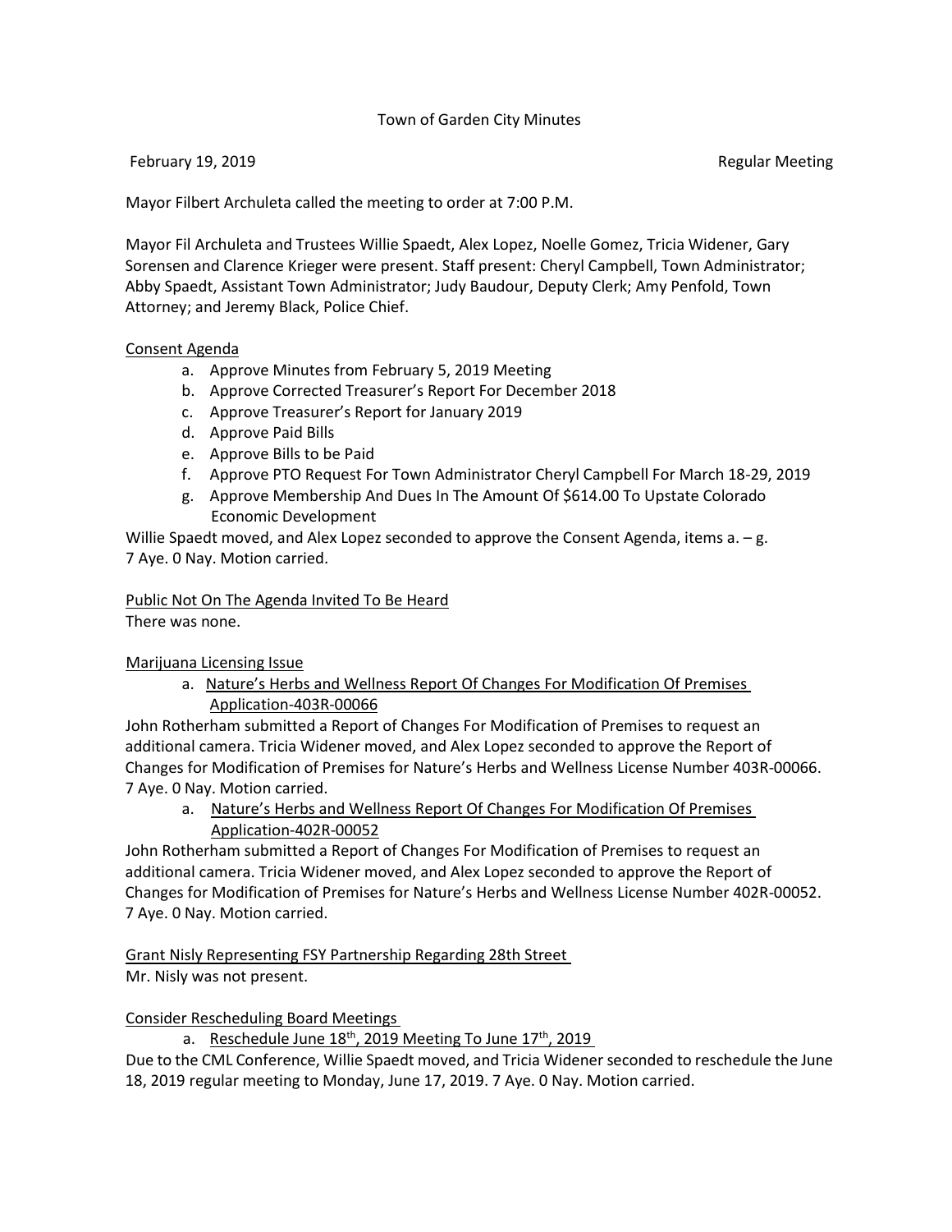Town of Garden City Minutes

February 19, 2019 Regular Meeting

Mayor Filbert Archuleta called the meeting to order at 7:00 P.M.

Mayor Fil Archuleta and Trustees Willie Spaedt, Alex Lopez, Noelle Gomez, Tricia Widener, Gary Sorensen and Clarence Krieger were present. Staff present: Cheryl Campbell, Town Administrator; Abby Spaedt, Assistant Town Administrator; Judy Baudour, Deputy Clerk; Amy Penfold, Town Attorney; and Jeremy Black, Police Chief.

<u>Consent Agenda</u>

a. Approve Minutes from February 5, 2019 Meeting
b. Approve Corrected Treasurer's Report For December 2018
c. Approve Treasurer's Report for January 2019
d. Approve Paid Bills
e. Approve Bills to be Paid
f. Approve PTO Request For Town Administrator Cheryl Campbell For March 18-29, 2019
g. Approve Membership And Dues In The Amount Of $614.00 To Upstate Colorado Economic Development

Willie Spaedt moved, and Alex Lopez seconded to approve the Consent Agenda, items a. – g. 7 Aye. 0 Nay. Motion carried.

<u>Public Not On The Agenda Invited To Be Heard</u>
There was none.

<u>Marijuana Licensing Issue</u>

a. <u>Nature's Herbs and Wellness Report Of Changes For Modification Of Premises Application-403R-00066</u>

John Rotherham submitted a Report of Changes For Modification of Premises to request an additional camera. Tricia Widener moved, and Alex Lopez seconded to approve the Report of Changes for Modification of Premises for Nature's Herbs and Wellness License Number 403R-00066. 7 Aye. 0 Nay. Motion carried.

a. <u>Nature's Herbs and Wellness Report Of Changes For Modification Of Premises Application-402R-00052</u>

John Rotherham submitted a Report of Changes For Modification of Premises to request an additional camera. Tricia Widener moved, and Alex Lopez seconded to approve the Report of Changes for Modification of Premises for Nature's Herbs and Wellness License Number 402R-00052. 7 Aye. 0 Nay. Motion carried.

<u>Grant Nisly Representing FSY Partnership Regarding 28th Street</u>
Mr. Nisly was not present.

<u>Consider Rescheduling Board Meetings</u>

a. <u>Reschedule June 18th, 2019 Meeting To June 17th, 2019</u>

Due to the CML Conference, Willie Spaedt moved, and Tricia Widener seconded to reschedule the June 18, 2019 regular meeting to Monday, June 17, 2019. 7 Aye. 0 Nay. Motion carried.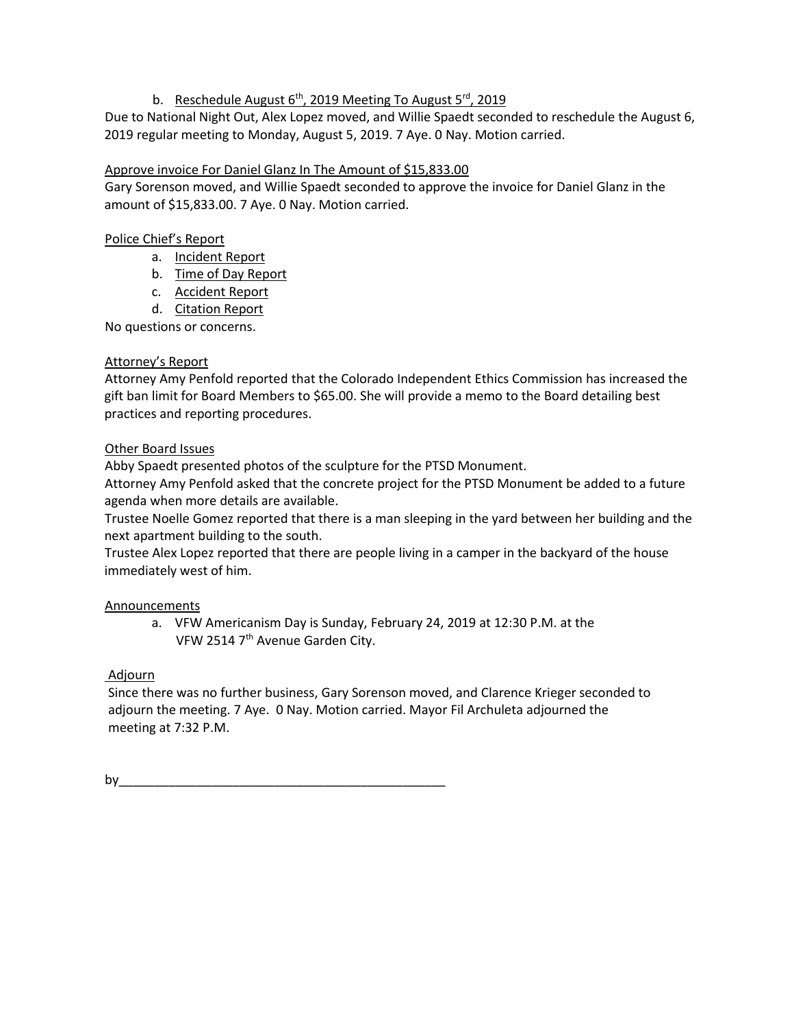b. Reschedule August 6th, 2019 Meeting To August 5rd, 2019

Due to National Night Out, Alex Lopez moved, and Willie Spaedt seconded to reschedule the August 6, 2019 regular meeting to Monday, August 5, 2019. 7 Aye. 0 Nay. Motion carried.

Approve invoice For Daniel Glanz In The Amount of $15,833.00

Gary Sorenson moved, and Willie Spaedt seconded to approve the invoice for Daniel Glanz in the amount of $15,833.00. 7 Aye. 0 Nay. Motion carried.

Police Chief's Report

a. Incident Report
b. Time of Day Report
c. Accident Report
d. Citation Report

No questions or concerns.

Attorney's Report

Attorney Amy Penfold reported that the Colorado Independent Ethics Commission has increased the gift ban limit for Board Members to $65.00. She will provide a memo to the Board detailing best practices and reporting procedures.

Other Board Issues

Abby Spaedt presented photos of the sculpture for the PTSD Monument.

Attorney Amy Penfold asked that the concrete project for the PTSD Monument be added to a future agenda when more details are available.

Trustee Noelle Gomez reported that there is a man sleeping in the yard between her building and the next apartment building to the south.

Trustee Alex Lopez reported that there are people living in a camper in the backyard of the house immediately west of him.

Announcements

a. VFW Americanism Day is Sunday, February 24, 2019 at 12:30 P.M. at the VFW 2514 7th Avenue Garden City.

Adjourn

Since there was no further business, Gary Sorenson moved, and Clarence Krieger seconded to adjourn the meeting. 7 Aye. 0 Nay. Motion carried. Mayor Fil Archuleta adjourned the meeting at 7:32 P.M.

by_______________________________________________